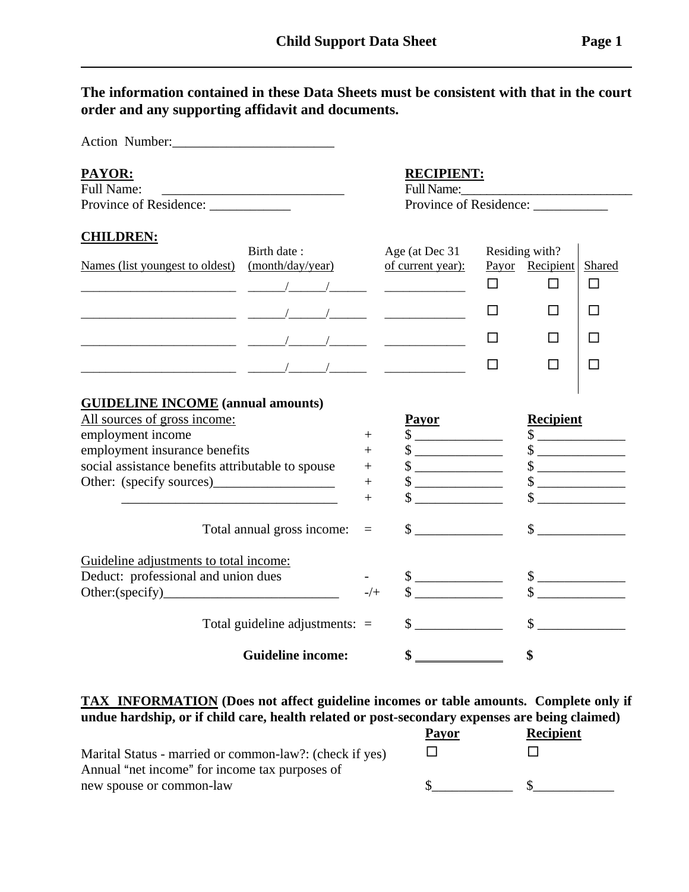**The information contained in these Data Sheets must be consistent with that in the court order and any supporting affidavit and documents.**

Action Number:________________________

**PAYOR:**
Full Name: ___________________________
Province of Residence: ____________

**RECIPIENT:**
Full Name:__________________________
Province of Residence: ___________

**CHILDREN:**

| Names (list youngest to oldest) | Birth date : (month/day/year) | Age (at Dec 31 of current year): | Residing with? Payor | Recipient | Shared |
|---|---|---|---|---|---|
| ______________________ | ______/______/______ | ____________ | ☐ | ☐ | ☐ |
| ______________________ | ______/______/______ | ____________ | ☐ | ☐ | ☐ |
| ______________________ | ______/______/______ | ____________ | ☐ | ☐ | ☐ |
| ______________________ | ______/______/______ | ____________ | ☐ | ☐ | ☐ |

**GUIDELINE INCOME (annual amounts)**

| All sources of gross income: | | Payor | Recipient |
|---|---|---|---|
| employment income | + | $ _____________ | $ _____________ |
| employment insurance benefits | + | $ _____________ | $ _____________ |
| social assistance benefits attributable to spouse | + | $ _____________ | $ _____________ |
| Other: (specify sources)__________________ | + | $ _____________ | $ _____________ |
| _______________________________ | + | $ _____________ | $ _____________ |
| Total annual gross income: | = | $ _____________ | $ _____________ |
| Guideline adjustments to total income: | | | |
| Deduct: professional and union dues | - | $ _____________ | $ _____________ |
| Other:(specify)__________________________ | -/+ | $ _____________ | $ _____________ |
| Total guideline adjustments: | = | $ _____________ | $ _____________ |
| **Guideline income:** | | **$** _____________ | **$** |

**TAX INFORMATION (Does not affect guideline incomes or table amounts. Complete only if undue hardship, or if child care, health related or post-secondary expenses are being claimed)**

| | Payor | Recipient |
|---|---|---|
| Marital Status - married or common-law?: (check if yes) | ☐ | ☐ |
| Annual "net income" for income tax purposes of new spouse or common-law | $____________ | $____________ |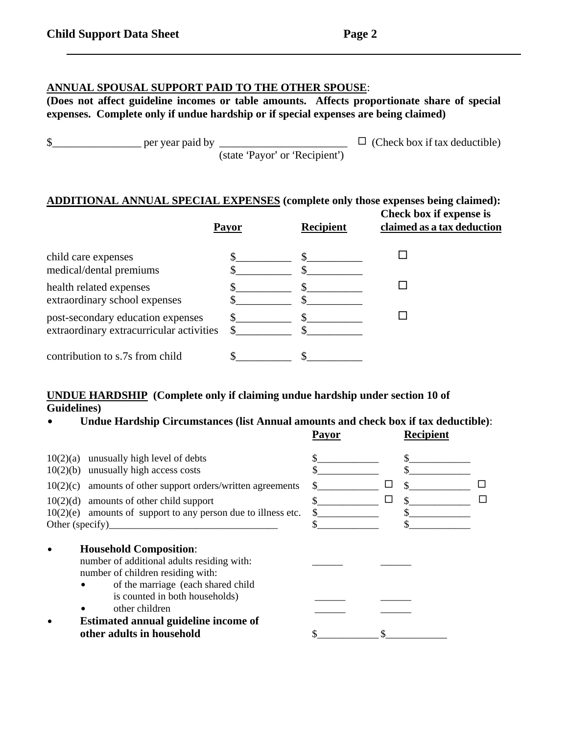**ANNUAL SPOUSAL SUPPORT PAID TO THE OTHER SPOUSE**:

**(Does not affect guideline incomes or table amounts. Affects proportionate share of special expenses. Complete only if undue hardship or if special expenses are being claimed)**

$________________ per year paid by _______________________ ☐ (Check box if tax deductible)
(state 'Payor' or 'Recipient')

**ADDITIONAL ANNUAL SPECIAL EXPENSES (complete only those expenses being claimed):**

| | Payor | Recipient | Check box if expense is claimed as a tax deduction |
|---|---|---|---|
| child care expenses | $__________ | $__________ | ☐ |
| medical/dental premiums | $__________ | $__________ | |
| health related expenses | $__________ | $__________ | ☐ |
| extraordinary school expenses | $__________ | $__________ | |
| post-secondary education expenses | $__________ | $__________ | ☐ |
| extraordinary extracurricular activities | $__________ | $__________ | |
| contribution to s.7s from child | $__________ | $__________ | |

**UNDUE HARDSHIP (Complete only if claiming undue hardship under section 10 of Guidelines)**

- **Undue Hardship Circumstances (list Annual amounts and check box if tax deductible)**:

| | Payor | | Recipient | |
|---|---|---|---|---|
| 10(2)(a) unusually high level of debts | $____________ | | $____________ | |
| 10(2)(b) unusually high access costs | $____________ | | $____________ | |
| 10(2)(c) amounts of other support orders/written agreements | $____________ | ☐ | $____________ | ☐ |
| 10(2)(d) amounts of other child support | $____________ | ☐ | $____________ | ☐ |
| 10(2)(e) amounts of support to any person due to illness etc. | $____________ | | $____________ | |
| Other (specify)_________________________________ | $____________ | | $____________ | |

- **Household Composition**:

| | Payor | Recipient |
|---|---|---|
| number of additional adults residing with: | ______ | ______ |
| number of children residing with: | | |
| • of the marriage (each shared child is counted in both households) | ______ | ______ |
| • other children | ______ | ______ |

- **Estimated annual guideline income of other adults in household** $____________ $____________